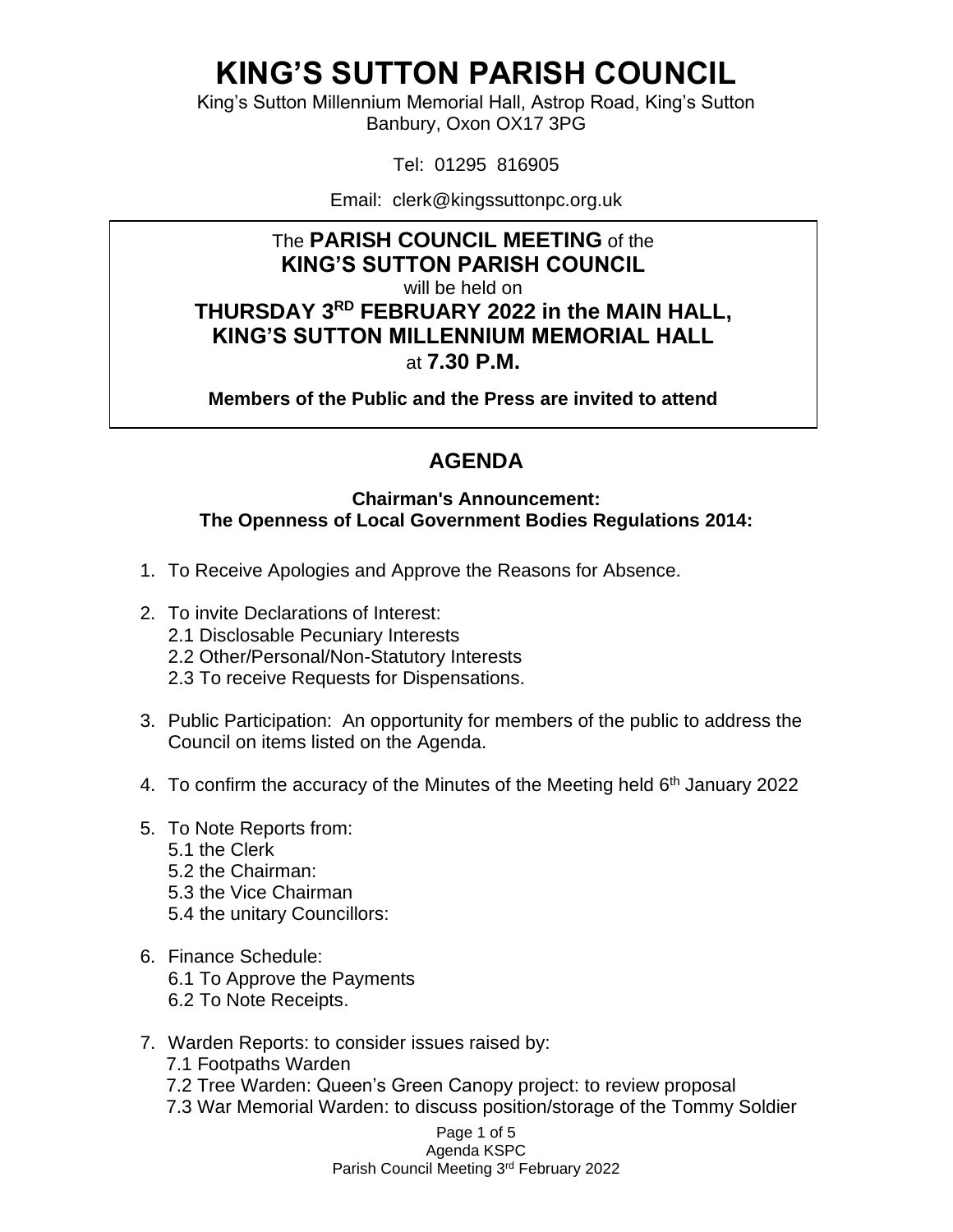# KING'S SUTTON PARISH COUNCIL

King's Sutton Millennium Memorial Hall, Astrop Road, King's Sutton
Banbury, Oxon OX17 3PG

Tel: 01295 816905

Email: clerk@kingssuttonpc.org.uk

The **PARISH COUNCIL MEETING** of the
**KING'S SUTTON PARISH COUNCIL**
will be held on
**THURSDAY 3RD FEBRUARY 2022 in the MAIN HALL, KING'S SUTTON MILLENNIUM MEMORIAL HALL**
at **7.30 P.M.**

**Members of the Public and the Press are invited to attend**

## AGENDA

**Chairman's Announcement:**
**The Openness of Local Government Bodies Regulations 2014:**

1. To Receive Apologies and Approve the Reasons for Absence.

2. To invite Declarations of Interest:
   - 2.1 Disclosable Pecuniary Interests
   - 2.2 Other/Personal/Non-Statutory Interests
   - 2.3 To receive Requests for Dispensations.

3. Public Participation: An opportunity for members of the public to address the Council on items listed on the Agenda.

4. To confirm the accuracy of the Minutes of the Meeting held 6th January 2022

5. To Note Reports from:
   - 5.1 the Clerk
   - 5.2 the Chairman:
   - 5.3 the Vice Chairman
   - 5.4 the unitary Councillors:

6. Finance Schedule:
   - 6.1 To Approve the Payments
   - 6.2 To Note Receipts.

7. Warden Reports: to consider issues raised by:
   - 7.1 Footpaths Warden
   - 7.2 Tree Warden: Queen's Green Canopy project: to review proposal
   - 7.3 War Memorial Warden: to discuss position/storage of the Tommy Soldier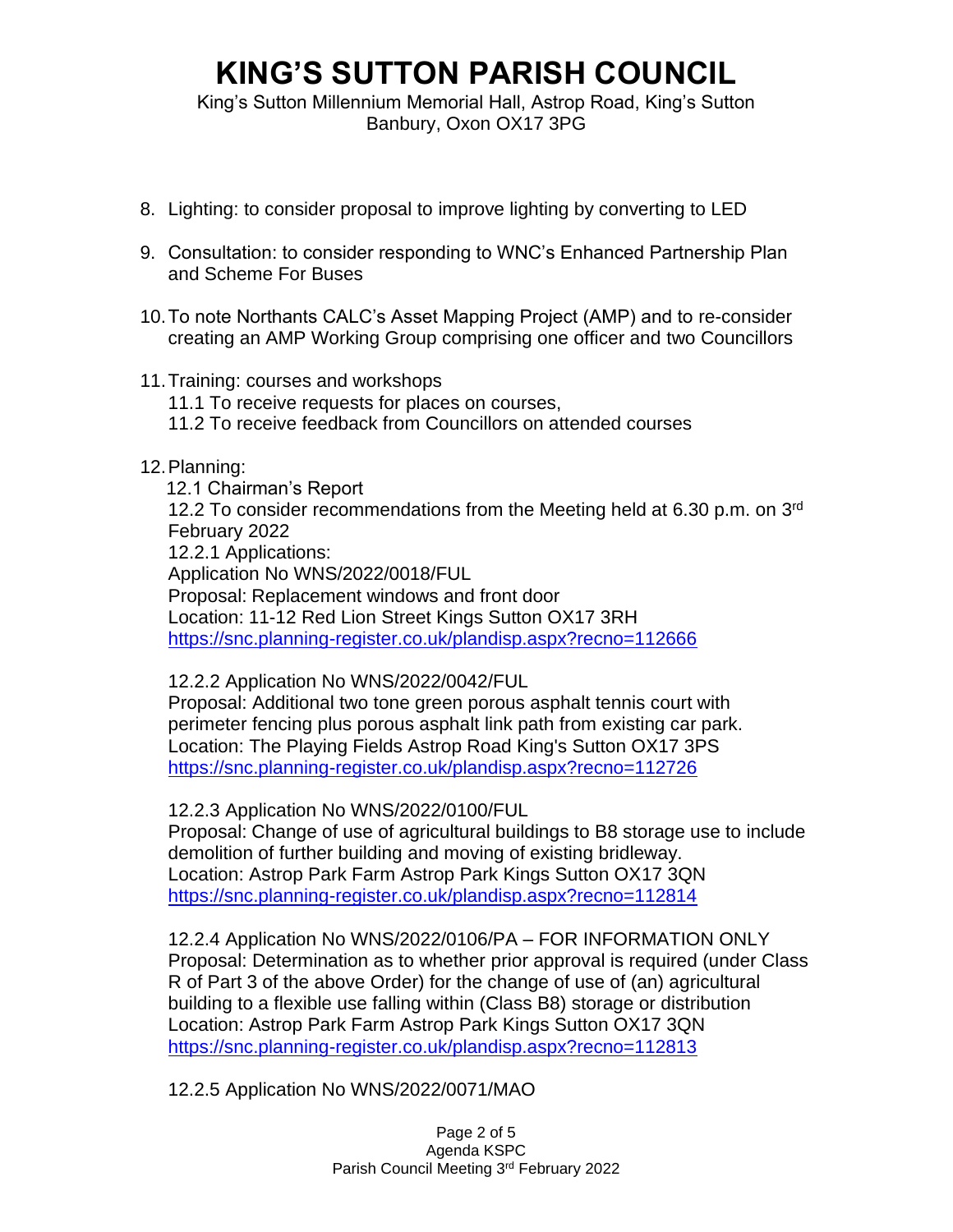# KING'S SUTTON PARISH COUNCIL

King's Sutton Millennium Memorial Hall, Astrop Road, King's Sutton
Banbury, Oxon OX17 3PG

8. Lighting: to consider proposal to improve lighting by converting to LED

9. Consultation: to consider responding to WNC's Enhanced Partnership Plan and Scheme For Buses

10. To note Northants CALC's Asset Mapping Project (AMP) and to re-consider creating an AMP Working Group comprising one officer and two Councillors

11. Training: courses and workshops
    11.1 To receive requests for places on courses,
    11.2 To receive feedback from Councillors on attended courses

12. Planning:
    12.1 Chairman's Report
    12.2 To consider recommendations from the Meeting held at 6.30 p.m. on 3rd February 2022
    12.2.1 Applications:
    Application No WNS/2022/0018/FUL
    Proposal: Replacement windows and front door
    Location: 11-12 Red Lion Street Kings Sutton OX17 3RH
    https://snc.planning-register.co.uk/plandisp.aspx?recno=112666

    12.2.2 Application No WNS/2022/0042/FUL
    Proposal: Additional two tone green porous asphalt tennis court with perimeter fencing plus porous asphalt link path from existing car park.
    Location: The Playing Fields Astrop Road King's Sutton OX17 3PS
    https://snc.planning-register.co.uk/plandisp.aspx?recno=112726

    12.2.3 Application No WNS/2022/0100/FUL
    Proposal: Change of use of agricultural buildings to B8 storage use to include demolition of further building and moving of existing bridleway.
    Location: Astrop Park Farm Astrop Park Kings Sutton OX17 3QN
    https://snc.planning-register.co.uk/plandisp.aspx?recno=112814

    12.2.4 Application No WNS/2022/0106/PA – FOR INFORMATION ONLY
    Proposal: Determination as to whether prior approval is required (under Class R of Part 3 of the above Order) for the change of use of (an) agricultural building to a flexible use falling within (Class B8) storage or distribution
    Location: Astrop Park Farm Astrop Park Kings Sutton OX17 3QN
    https://snc.planning-register.co.uk/plandisp.aspx?recno=112813

    12.2.5 Application No WNS/2022/0071/MAO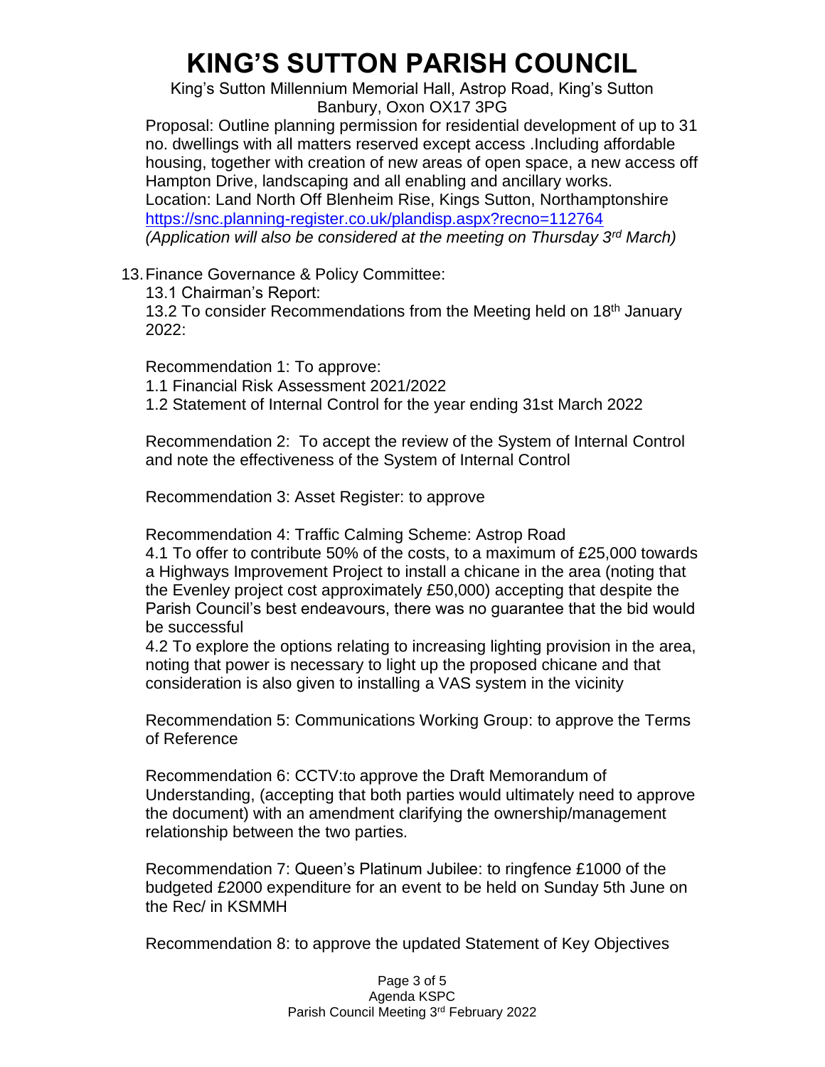# KING'S SUTTON PARISH COUNCIL

King's Sutton Millennium Memorial Hall, Astrop Road, King's Sutton
Banbury, Oxon OX17 3PG

Proposal: Outline planning permission for residential development of up to 31 no. dwellings with all matters reserved except access .Including affordable housing, together with creation of new areas of open space, a new access off Hampton Drive, landscaping and all enabling and ancillary works.
Location: Land North Off Blenheim Rise, Kings Sutton, Northamptonshire
https://snc.planning-register.co.uk/plandisp.aspx?recno=112764
*(Application will also be considered at the meeting on Thursday 3rd March)*

13. Finance Governance & Policy Committee:

13.1 Chairman's Report:

13.2 To consider Recommendations from the Meeting held on 18th January 2022:

Recommendation 1: To approve:
1.1 Financial Risk Assessment 2021/2022
1.2 Statement of Internal Control for the year ending 31st March 2022

Recommendation 2: To accept the review of the System of Internal Control and note the effectiveness of the System of Internal Control

Recommendation 3: Asset Register: to approve

Recommendation 4: Traffic Calming Scheme: Astrop Road
4.1 To offer to contribute 50% of the costs, to a maximum of £25,000 towards a Highways Improvement Project to install a chicane in the area (noting that the Evenley project cost approximately £50,000) accepting that despite the Parish Council's best endeavours, there was no guarantee that the bid would be successful
4.2 To explore the options relating to increasing lighting provision in the area, noting that power is necessary to light up the proposed chicane and that consideration is also given to installing a VAS system in the vicinity

Recommendation 5: Communications Working Group: to approve the Terms of Reference

Recommendation 6: CCTV:to approve the Draft Memorandum of Understanding, (accepting that both parties would ultimately need to approve the document) with an amendment clarifying the ownership/management relationship between the two parties.

Recommendation 7: Queen's Platinum Jubilee: to ringfence £1000 of the budgeted £2000 expenditure for an event to be held on Sunday 5th June on the Rec/ in KSMMH

Recommendation 8: to approve the updated Statement of Key Objectives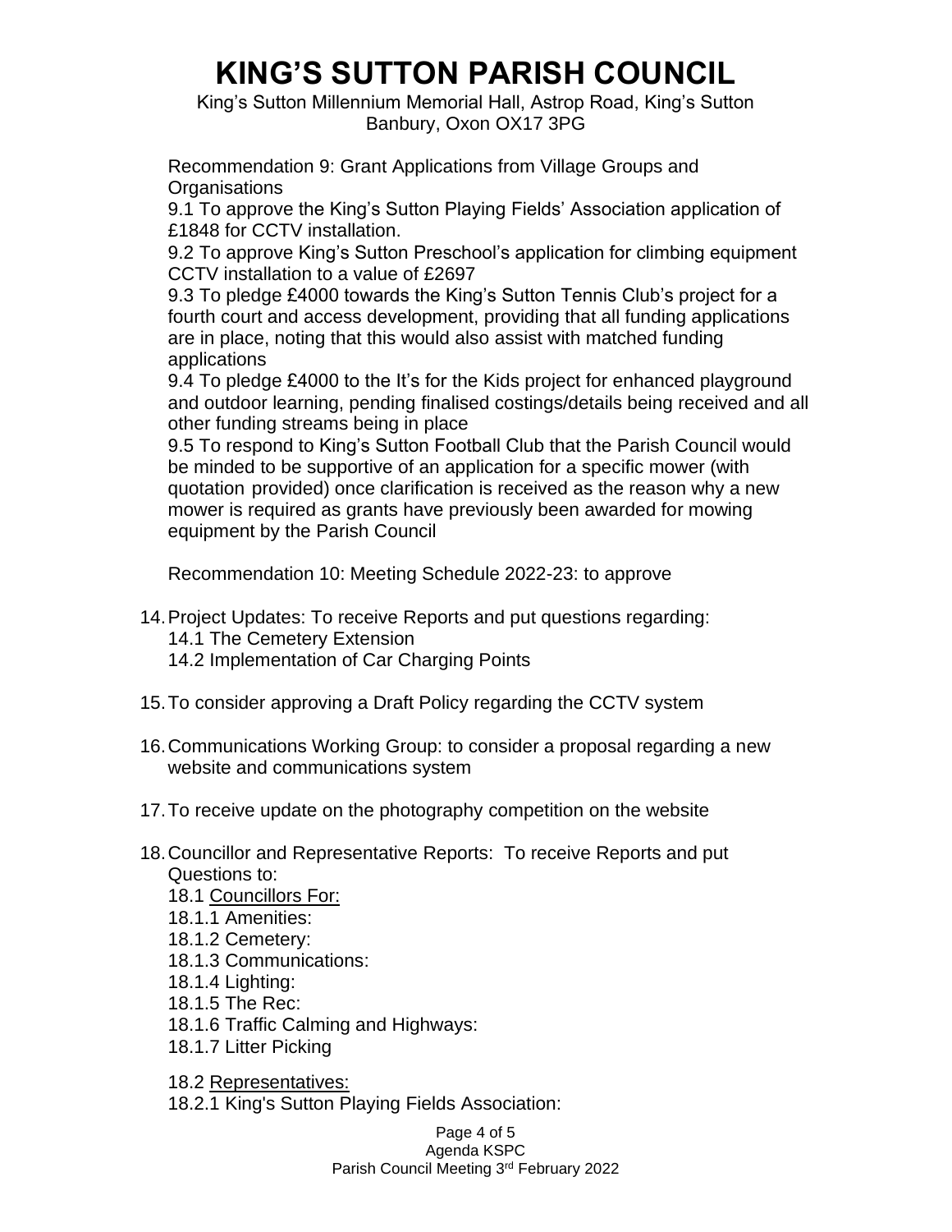Recommendation 9: Grant Applications from Village Groups and Organisations

9.1 To approve the King's Sutton Playing Fields' Association application of £1848 for CCTV installation.

9.2 To approve King's Sutton Preschool's application for climbing equipment CCTV installation to a value of £2697

9.3 To pledge £4000 towards the King's Sutton Tennis Club's project for a fourth court and access development, providing that all funding applications are in place, noting that this would also assist with matched funding applications

9.4 To pledge £4000 to the It's for the Kids project for enhanced playground and outdoor learning, pending finalised costings/details being received and all other funding streams being in place

9.5 To respond to King's Sutton Football Club that the Parish Council would be minded to be supportive of an application for a specific mower (with quotation provided) once clarification is received as the reason why a new mower is required as grants have previously been awarded for mowing equipment by the Parish Council

Recommendation 10: Meeting Schedule 2022-23: to approve

14. Project Updates: To receive Reports and put questions regarding:
    14.1 The Cemetery Extension
    14.2 Implementation of Car Charging Points

15. To consider approving a Draft Policy regarding the CCTV system

16. Communications Working Group: to consider a proposal regarding a new website and communications system

17. To receive update on the photography competition on the website

18. Councillor and Representative Reports: To receive Reports and put Questions to:

    18.1 <u>Councillors For:</u>
    18.1.1 Amenities:
    18.1.2 Cemetery:
    18.1.3 Communications:
    18.1.4 Lighting:
    18.1.5 The Rec:
    18.1.6 Traffic Calming and Highways:
    18.1.7 Litter Picking

    18.2 <u>Representatives:</u>
    18.2.1 King's Sutton Playing Fields Association: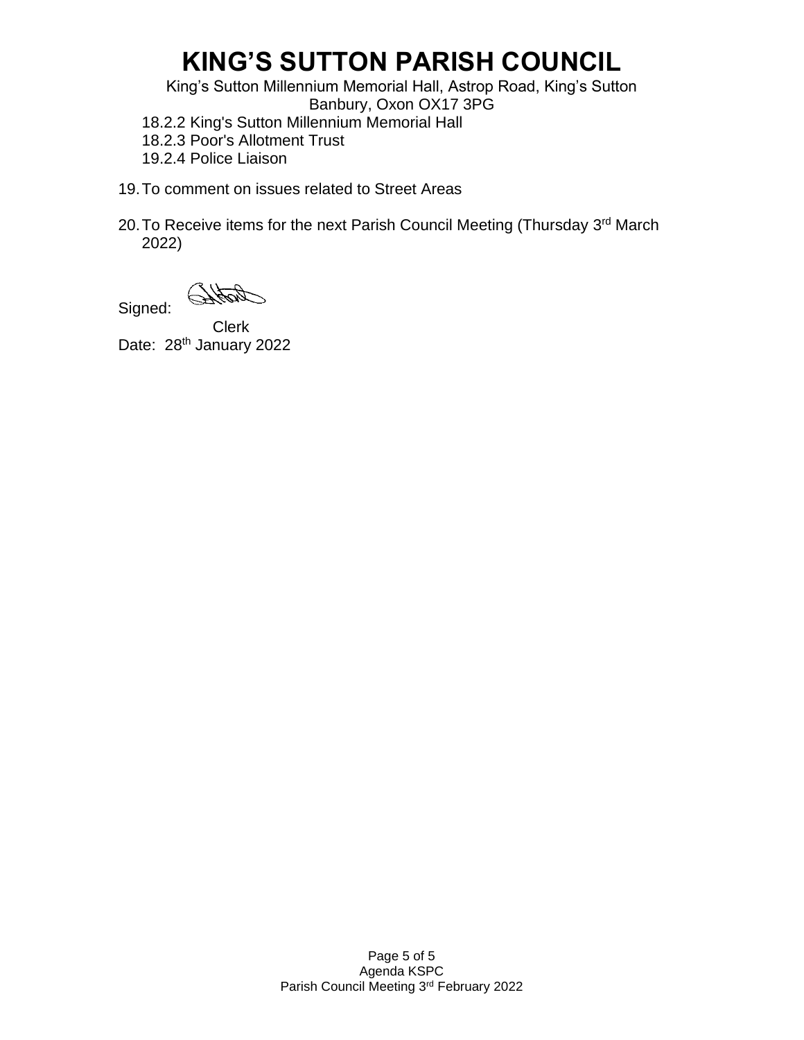# KING'S SUTTON PARISH COUNCIL

King's Sutton Millennium Memorial Hall, Astrop Road, King's Sutton
Banbury, Oxon OX17 3PG

18.2.2 King's Sutton Millennium Memorial Hall
18.2.3 Poor's Allotment Trust
19.2.4 Police Liaison

19. To comment on issues related to Street Areas

20. To Receive items for the next Parish Council Meeting (Thursday 3rd March 2022)

Signed:

Clerk

Date: 28th January 2022